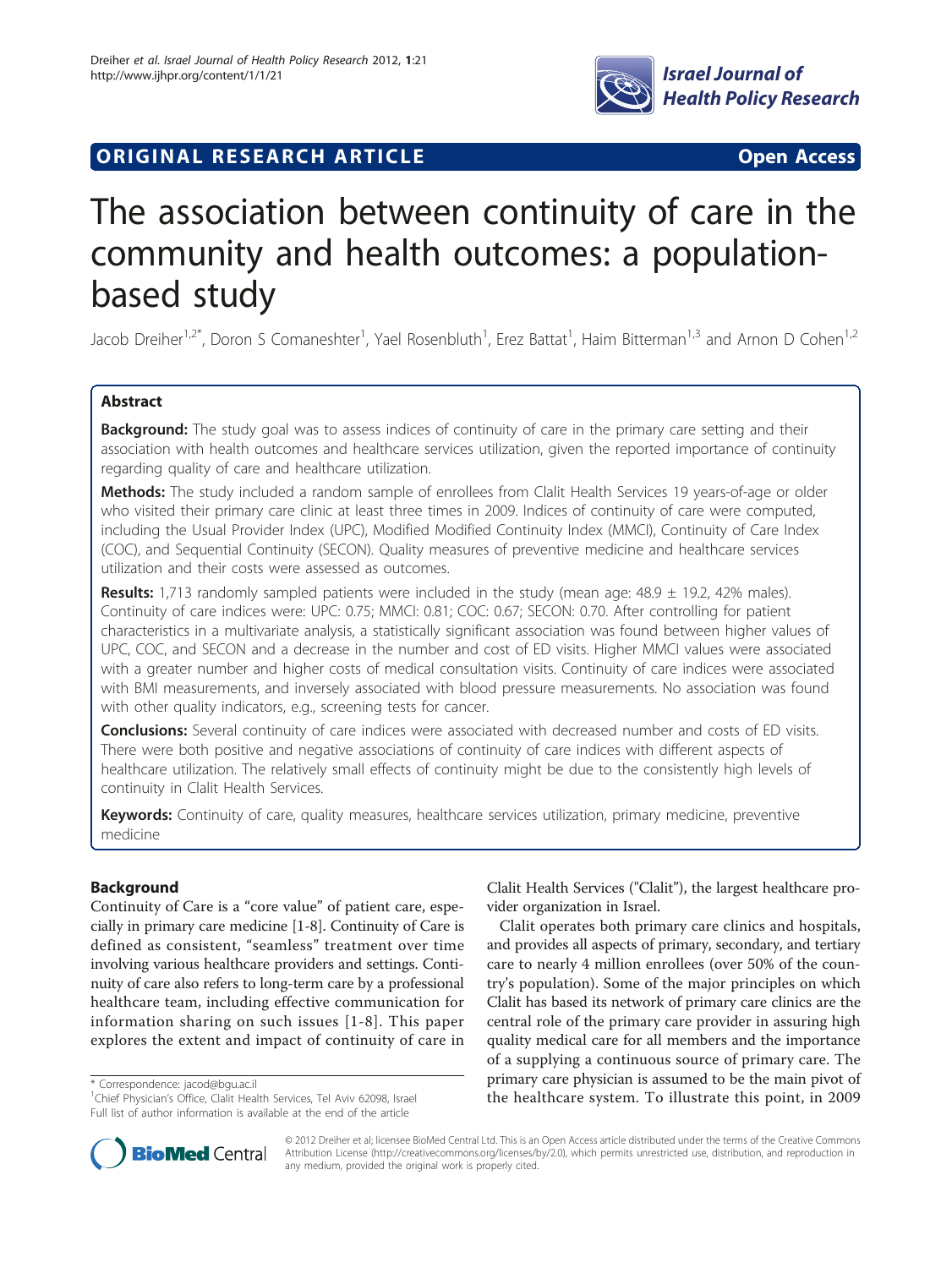**ORIGINAL RESEARCH ARTICLE** **Open Access**

# The association between continuity of care in the community and health outcomes: a population-based study

Jacob Dreiher[1,2*], Doron S Comaneshter[1], Yael Rosenbluth[1], Erez Battat[1], Haim Bitterman[1,3] and Arnon D Cohen[1,2]

## Abstract

**Background:** The study goal was to assess indices of continuity of care in the primary care setting and their association with health outcomes and healthcare services utilization, given the reported importance of continuity regarding quality of care and healthcare utilization.

**Methods:** The study included a random sample of enrollees from Clalit Health Services 19 years-of-age or older who visited their primary care clinic at least three times in 2009. Indices of continuity of care were computed, including the Usual Provider Index (UPC), Modified Modified Continuity Index (MMCI), Continuity of Care Index (COC), and Sequential Continuity (SECON). Quality measures of preventive medicine and healthcare services utilization and their costs were assessed as outcomes.

**Results:** 1,713 randomly sampled patients were included in the study (mean age: 48.9 ± 19.2, 42% males). Continuity of care indices were: UPC: 0.75; MMCI: 0.81; COC: 0.67; SECON: 0.70. After controlling for patient characteristics in a multivariate analysis, a statistically significant association was found between higher values of UPC, COC, and SECON and a decrease in the number and cost of ED visits. Higher MMCI values were associated with a greater number and higher costs of medical consultation visits. Continuity of care indices were associated with BMI measurements, and inversely associated with blood pressure measurements. No association was found with other quality indicators, e.g., screening tests for cancer.

**Conclusions:** Several continuity of care indices were associated with decreased number and costs of ED visits. There were both positive and negative associations of continuity of care indices with different aspects of healthcare utilization. The relatively small effects of continuity might be due to the consistently high levels of continuity in Clalit Health Services.

**Keywords:** Continuity of care, quality measures, healthcare services utilization, primary medicine, preventive medicine

## Background

Continuity of Care is a "core value" of patient care, especially in primary care medicine [1-8]. Continuity of Care is defined as consistent, "seamless" treatment over time involving various healthcare providers and settings. Continuity of care also refers to long-term care by a professional healthcare team, including effective communication for information sharing on such issues [1-8]. This paper explores the extent and impact of continuity of care in Clalit Health Services ("Clalit"), the largest healthcare provider organization in Israel.

Clalit operates both primary care clinics and hospitals, and provides all aspects of primary, secondary, and tertiary care to nearly 4 million enrollees (over 50% of the country's population). Some of the major principles on which Clalit has based its network of primary care clinics are the central role of the primary care provider in assuring high quality medical care for all members and the importance of a supplying a continuous source of primary care. The primary care physician is assumed to be the main pivot of the healthcare system. To illustrate this point, in 2009

\* Correspondence: jacod@bgu.ac.il
[1]Chief Physician's Office, Clalit Health Services, Tel Aviv 62098, Israel
Full list of author information is available at the end of the article

© 2012 Dreiher et al; licensee BioMed Central Ltd. This is an Open Access article distributed under the terms of the Creative Commons Attribution License (http://creativecommons.org/licenses/by/2.0), which permits unrestricted use, distribution, and reproduction in any medium, provided the original work is properly cited.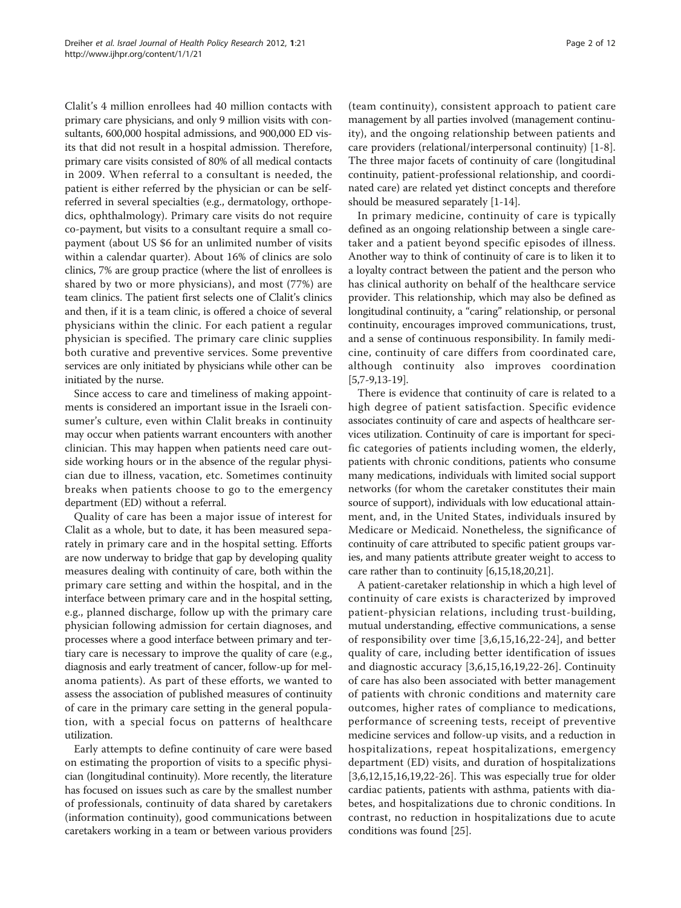Clalit's 4 million enrollees had 40 million contacts with primary care physicians, and only 9 million visits with consultants, 600,000 hospital admissions, and 900,000 ED visits that did not result in a hospital admission. Therefore, primary care visits consisted of 80% of all medical contacts in 2009. When referral to a consultant is needed, the patient is either referred by the physician or can be self-referred in several specialties (e.g., dermatology, orthopedics, ophthalmology). Primary care visits do not require co-payment, but visits to a consultant require a small co-payment (about US $6 for an unlimited number of visits within a calendar quarter). About 16% of clinics are solo clinics, 7% are group practice (where the list of enrollees is shared by two or more physicians), and most (77%) are team clinics. The patient first selects one of Clalit's clinics and then, if it is a team clinic, is offered a choice of several physicians within the clinic. For each patient a regular physician is specified. The primary care clinic supplies both curative and preventive services. Some preventive services are only initiated by physicians while other can be initiated by the nurse.

Since access to care and timeliness of making appointments is considered an important issue in the Israeli consumer's culture, even within Clalit breaks in continuity may occur when patients warrant encounters with another clinician. This may happen when patients need care outside working hours or in the absence of the regular physician due to illness, vacation, etc. Sometimes continuity breaks when patients choose to go to the emergency department (ED) without a referral.

Quality of care has been a major issue of interest for Clalit as a whole, but to date, it has been measured separately in primary care and in the hospital setting. Efforts are now underway to bridge that gap by developing quality measures dealing with continuity of care, both within the primary care setting and within the hospital, and in the interface between primary care and in the hospital setting, e.g., planned discharge, follow up with the primary care physician following admission for certain diagnoses, and processes where a good interface between primary and tertiary care is necessary to improve the quality of care (e.g., diagnosis and early treatment of cancer, follow-up for melanoma patients). As part of these efforts, we wanted to assess the association of published measures of continuity of care in the primary care setting in the general population, with a special focus on patterns of healthcare utilization.

Early attempts to define continuity of care were based on estimating the proportion of visits to a specific physician (longitudinal continuity). More recently, the literature has focused on issues such as care by the smallest number of professionals, continuity of data shared by caretakers (information continuity), good communications between caretakers working in a team or between various providers (team continuity), consistent approach to patient care management by all parties involved (management continuity), and the ongoing relationship between patients and care providers (relational/interpersonal continuity) [1-8]. The three major facets of continuity of care (longitudinal continuity, patient-professional relationship, and coordinated care) are related yet distinct concepts and therefore should be measured separately [1-14].

In primary medicine, continuity of care is typically defined as an ongoing relationship between a single caretaker and a patient beyond specific episodes of illness. Another way to think of continuity of care is to liken it to a loyalty contract between the patient and the person who has clinical authority on behalf of the healthcare service provider. This relationship, which may also be defined as longitudinal continuity, a "caring" relationship, or personal continuity, encourages improved communications, trust, and a sense of continuous responsibility. In family medicine, continuity of care differs from coordinated care, although continuity also improves coordination [5,7-9,13-19].

There is evidence that continuity of care is related to a high degree of patient satisfaction. Specific evidence associates continuity of care and aspects of healthcare services utilization. Continuity of care is important for specific categories of patients including women, the elderly, patients with chronic conditions, patients who consume many medications, individuals with limited social support networks (for whom the caretaker constitutes their main source of support), individuals with low educational attainment, and, in the United States, individuals insured by Medicare or Medicaid. Nonetheless, the significance of continuity of care attributed to specific patient groups varies, and many patients attribute greater weight to access to care rather than to continuity [6,15,18,20,21].

A patient-caretaker relationship in which a high level of continuity of care exists is characterized by improved patient-physician relations, including trust-building, mutual understanding, effective communications, a sense of responsibility over time [3,6,15,16,22-24], and better quality of care, including better identification of issues and diagnostic accuracy [3,6,15,16,19,22-26]. Continuity of care has also been associated with better management of patients with chronic conditions and maternity care outcomes, higher rates of compliance to medications, performance of screening tests, receipt of preventive medicine services and follow-up visits, and a reduction in hospitalizations, repeat hospitalizations, emergency department (ED) visits, and duration of hospitalizations [3,6,12,15,16,19,22-26]. This was especially true for older cardiac patients, patients with asthma, patients with diabetes, and hospitalizations due to chronic conditions. In contrast, no reduction in hospitalizations due to acute conditions was found [25].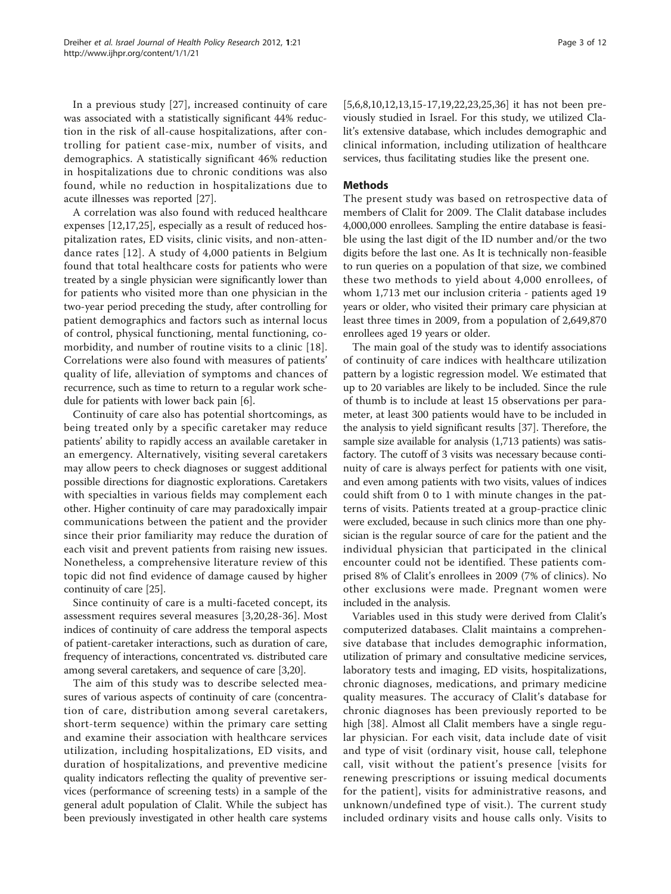In a previous study [27], increased continuity of care was associated with a statistically significant 44% reduction in the risk of all-cause hospitalizations, after controlling for patient case-mix, number of visits, and demographics. A statistically significant 46% reduction in hospitalizations due to chronic conditions was also found, while no reduction in hospitalizations due to acute illnesses was reported [27].

A correlation was also found with reduced healthcare expenses [12,17,25], especially as a result of reduced hospitalization rates, ED visits, clinic visits, and non-attendance rates [12]. A study of 4,000 patients in Belgium found that total healthcare costs for patients who were treated by a single physician were significantly lower than for patients who visited more than one physician in the two-year period preceding the study, after controlling for patient demographics and factors such as internal locus of control, physical functioning, mental functioning, co-morbidity, and number of routine visits to a clinic [18]. Correlations were also found with measures of patients' quality of life, alleviation of symptoms and chances of recurrence, such as time to return to a regular work schedule for patients with lower back pain [6].

Continuity of care also has potential shortcomings, as being treated only by a specific caretaker may reduce patients' ability to rapidly access an available caretaker in an emergency. Alternatively, visiting several caretakers may allow peers to check diagnoses or suggest additional possible directions for diagnostic explorations. Caretakers with specialties in various fields may complement each other. Higher continuity of care may paradoxically impair communications between the patient and the provider since their prior familiarity may reduce the duration of each visit and prevent patients from raising new issues. Nonetheless, a comprehensive literature review of this topic did not find evidence of damage caused by higher continuity of care [25].

Since continuity of care is a multi-faceted concept, its assessment requires several measures [3,20,28-36]. Most indices of continuity of care address the temporal aspects of patient-caretaker interactions, such as duration of care, frequency of interactions, concentrated vs. distributed care among several caretakers, and sequence of care [3,20].

The aim of this study was to describe selected measures of various aspects of continuity of care (concentration of care, distribution among several caretakers, short-term sequence) within the primary care setting and examine their association with healthcare services utilization, including hospitalizations, ED visits, and duration of hospitalizations, and preventive medicine quality indicators reflecting the quality of preventive services (performance of screening tests) in a sample of the general adult population of Clalit. While the subject has been previously investigated in other health care systems [5,6,8,10,12,13,15-17,19,22,23,25,36] it has not been previously studied in Israel. For this study, we utilized Clalit's extensive database, which includes demographic and clinical information, including utilization of healthcare services, thus facilitating studies like the present one.

## Methods

The present study was based on retrospective data of members of Clalit for 2009. The Clalit database includes 4,000,000 enrollees. Sampling the entire database is feasible using the last digit of the ID number and/or the two digits before the last one. As It is technically non-feasible to run queries on a population of that size, we combined these two methods to yield about 4,000 enrollees, of whom 1,713 met our inclusion criteria - patients aged 19 years or older, who visited their primary care physician at least three times in 2009, from a population of 2,649,870 enrollees aged 19 years or older.

The main goal of the study was to identify associations of continuity of care indices with healthcare utilization pattern by a logistic regression model. We estimated that up to 20 variables are likely to be included. Since the rule of thumb is to include at least 15 observations per parameter, at least 300 patients would have to be included in the analysis to yield significant results [37]. Therefore, the sample size available for analysis (1,713 patients) was satisfactory. The cutoff of 3 visits was necessary because continuity of care is always perfect for patients with one visit, and even among patients with two visits, values of indices could shift from 0 to 1 with minute changes in the patterns of visits. Patients treated at a group-practice clinic were excluded, because in such clinics more than one physician is the regular source of care for the patient and the individual physician that participated in the clinical encounter could not be identified. These patients comprised 8% of Clalit's enrollees in 2009 (7% of clinics). No other exclusions were made. Pregnant women were included in the analysis.

Variables used in this study were derived from Clalit's computerized databases. Clalit maintains a comprehensive database that includes demographic information, utilization of primary and consultative medicine services, laboratory tests and imaging, ED visits, hospitalizations, chronic diagnoses, medications, and primary medicine quality measures. The accuracy of Clalit's database for chronic diagnoses has been previously reported to be high [38]. Almost all Clalit members have a single regular physician. For each visit, data include date of visit and type of visit (ordinary visit, house call, telephone call, visit without the patient's presence [visits for renewing prescriptions or issuing medical documents for the patient], visits for administrative reasons, and unknown/undefined type of visit.). The current study included ordinary visits and house calls only. Visits to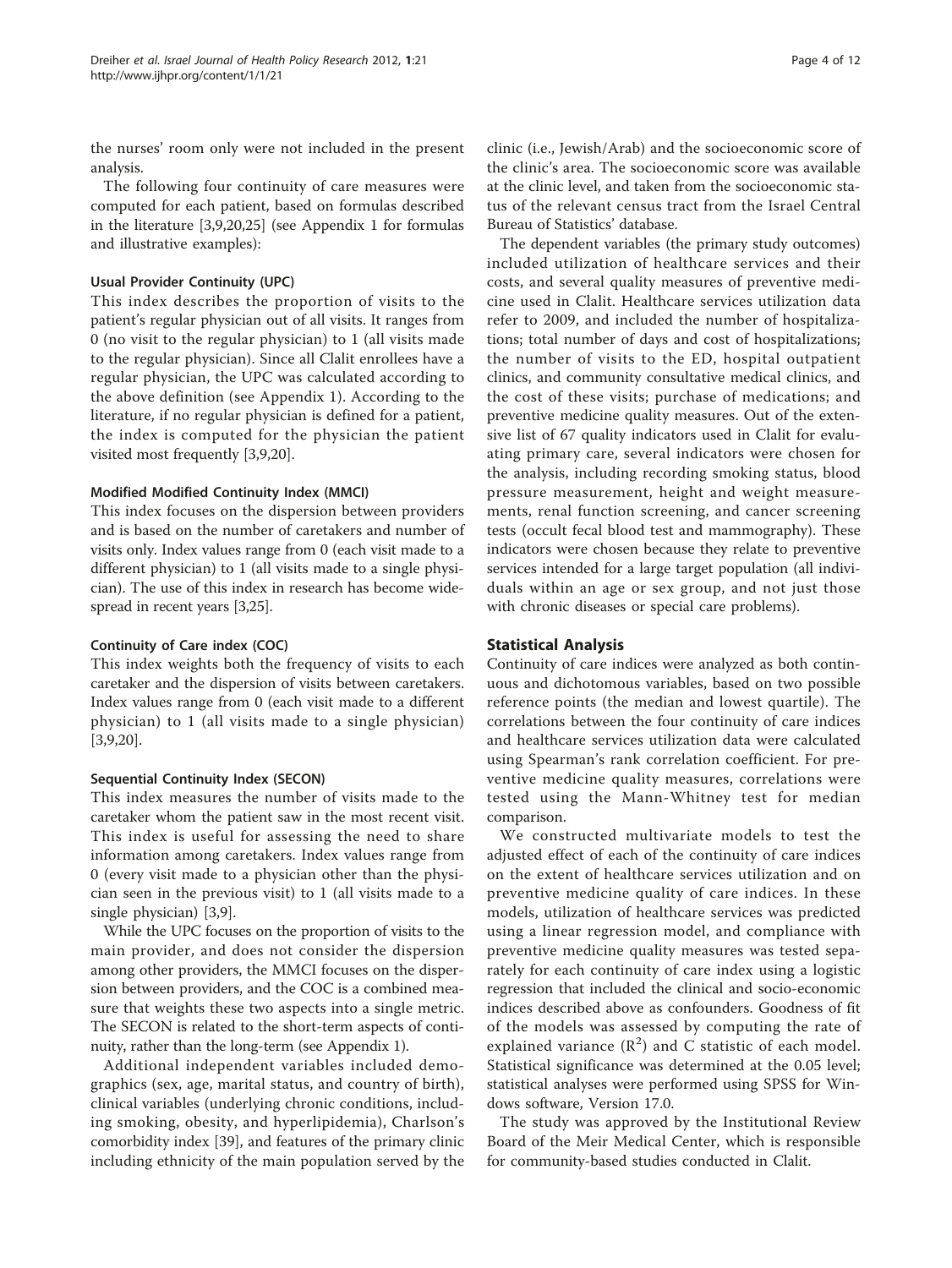the nurses' room only were not included in the present analysis.

The following four continuity of care measures were computed for each patient, based on formulas described in the literature [3,9,20,25] (see Appendix 1 for formulas and illustrative examples):

#### Usual Provider Continuity (UPC)

This index describes the proportion of visits to the patient's regular physician out of all visits. It ranges from 0 (no visit to the regular physician) to 1 (all visits made to the regular physician). Since all Clalit enrollees have a regular physician, the UPC was calculated according to the above definition (see Appendix 1). According to the literature, if no regular physician is defined for a patient, the index is computed for the physician the patient visited most frequently [3,9,20].

#### Modified Modified Continuity Index (MMCI)

This index focuses on the dispersion between providers and is based on the number of caretakers and number of visits only. Index values range from 0 (each visit made to a different physician) to 1 (all visits made to a single physician). The use of this index in research has become widespread in recent years [3,25].

#### Continuity of Care index (COC)

This index weights both the frequency of visits to each caretaker and the dispersion of visits between caretakers. Index values range from 0 (each visit made to a different physician) to 1 (all visits made to a single physician) [3,9,20].

#### Sequential Continuity Index (SECON)

This index measures the number of visits made to the caretaker whom the patient saw in the most recent visit. This index is useful for assessing the need to share information among caretakers. Index values range from 0 (every visit made to a physician other than the physician seen in the previous visit) to 1 (all visits made to a single physician) [3,9].

While the UPC focuses on the proportion of visits to the main provider, and does not consider the dispersion among other providers, the MMCI focuses on the dispersion between providers, and the COC is a combined measure that weights these two aspects into a single metric. The SECON is related to the short-term aspects of continuity, rather than the long-term (see Appendix 1).

Additional independent variables included demographics (sex, age, marital status, and country of birth), clinical variables (underlying chronic conditions, including smoking, obesity, and hyperlipidemia), Charlson's comorbidity index [39], and features of the primary clinic including ethnicity of the main population served by the clinic (i.e., Jewish/Arab) and the socioeconomic score of the clinic's area. The socioeconomic score was available at the clinic level, and taken from the socioeconomic status of the relevant census tract from the Israel Central Bureau of Statistics' database.

The dependent variables (the primary study outcomes) included utilization of healthcare services and their costs, and several quality measures of preventive medicine used in Clalit. Healthcare services utilization data refer to 2009, and included the number of hospitalizations; total number of days and cost of hospitalizations; the number of visits to the ED, hospital outpatient clinics, and community consultative medical clinics, and the cost of these visits; purchase of medications; and preventive medicine quality measures. Out of the extensive list of 67 quality indicators used in Clalit for evaluating primary care, several indicators were chosen for the analysis, including recording smoking status, blood pressure measurement, height and weight measurements, renal function screening, and cancer screening tests (occult fecal blood test and mammography). These indicators were chosen because they relate to preventive services intended for a large target population (all individuals within an age or sex group, and not just those with chronic diseases or special care problems).

## Statistical Analysis

Continuity of care indices were analyzed as both continuous and dichotomous variables, based on two possible reference points (the median and lowest quartile). The correlations between the four continuity of care indices and healthcare services utilization data were calculated using Spearman's rank correlation coefficient. For preventive medicine quality measures, correlations were tested using the Mann-Whitney test for median comparison.

We constructed multivariate models to test the adjusted effect of each of the continuity of care indices on the extent of healthcare services utilization and on preventive medicine quality of care indices. In these models, utilization of healthcare services was predicted using a linear regression model, and compliance with preventive medicine quality measures was tested separately for each continuity of care index using a logistic regression that included the clinical and socio-economic indices described above as confounders. Goodness of fit of the models was assessed by computing the rate of explained variance ($R^2$) and C statistic of each model. Statistical significance was determined at the 0.05 level; statistical analyses were performed using SPSS for Windows software, Version 17.0.

The study was approved by the Institutional Review Board of the Meir Medical Center, which is responsible for community-based studies conducted in Clalit.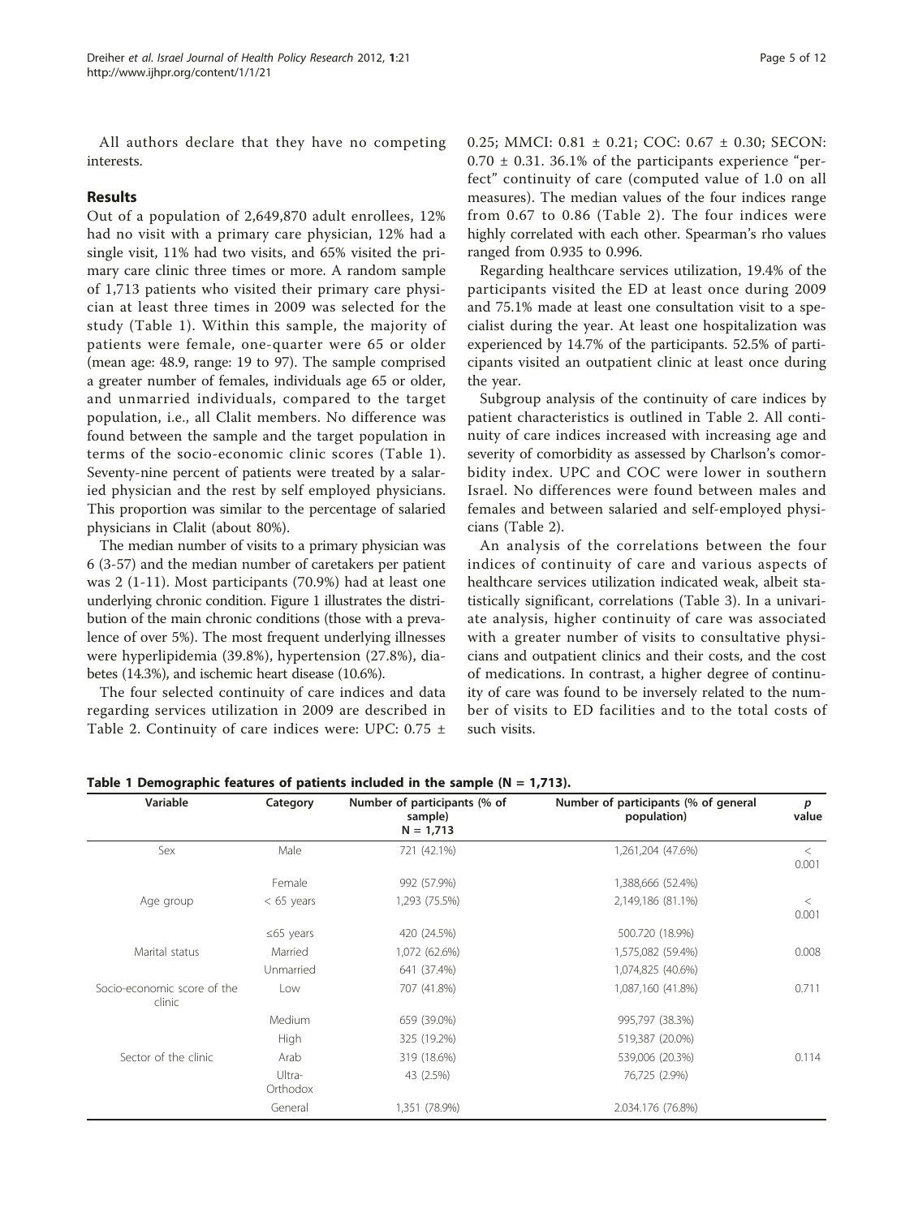All authors declare that they have no competing interests.

## Results

Out of a population of 2,649,870 adult enrollees, 12% had no visit with a primary care physician, 12% had a single visit, 11% had two visits, and 65% visited the primary care clinic three times or more. A random sample of 1,713 patients who visited their primary care physician at least three times in 2009 was selected for the study (Table 1). Within this sample, the majority of patients were female, one-quarter were 65 or older (mean age: 48.9, range: 19 to 97). The sample comprised a greater number of females, individuals age 65 or older, and unmarried individuals, compared to the target population, i.e., all Clalit members. No difference was found between the sample and the target population in terms of the socio-economic clinic scores (Table 1). Seventy-nine percent of patients were treated by a salaried physician and the rest by self employed physicians. This proportion was similar to the percentage of salaried physicians in Clalit (about 80%).

The median number of visits to a primary physician was 6 (3-57) and the median number of caretakers per patient was 2 (1-11). Most participants (70.9%) had at least one underlying chronic condition. Figure 1 illustrates the distribution of the main chronic conditions (those with a prevalence of over 5%). The most frequent underlying illnesses were hyperlipidemia (39.8%), hypertension (27.8%), diabetes (14.3%), and ischemic heart disease (10.6%).

The four selected continuity of care indices and data regarding services utilization in 2009 are described in Table 2. Continuity of care indices were: UPC: 0.75 ± 0.25; MMCI: 0.81 ± 0.21; COC: 0.67 ± 0.30; SECON: 0.70 ± 0.31. 36.1% of the participants experience "perfect" continuity of care (computed value of 1.0 on all measures). The median values of the four indices range from 0.67 to 0.86 (Table 2). The four indices were highly correlated with each other. Spearman's rho values ranged from 0.935 to 0.996.

Regarding healthcare services utilization, 19.4% of the participants visited the ED at least once during 2009 and 75.1% made at least one consultation visit to a specialist during the year. At least one hospitalization was experienced by 14.7% of the participants. 52.5% of participants visited an outpatient clinic at least once during the year.

Subgroup analysis of the continuity of care indices by patient characteristics is outlined in Table 2. All continuity of care indices increased with increasing age and severity of comorbidity as assessed by Charlson's comorbidity index. UPC and COC were lower in southern Israel. No differences were found between males and females and between salaried and self-employed physicians (Table 2).

An analysis of the correlations between the four indices of continuity of care and various aspects of healthcare services utilization indicated weak, albeit statistically significant, correlations (Table 3). In a univariate analysis, higher continuity of care was associated with a greater number of visits to consultative physicians and outpatient clinics and their costs, and the cost of medications. In contrast, a higher degree of continuity of care was found to be inversely related to the number of visits to ED facilities and to the total costs of such visits.

**Table 1 Demographic features of patients included in the sample (N = 1,713).**

| Variable | Category | Number of participants (% of sample) N = 1,713 | Number of participants (% of general population) | *p* value |
|---|---|---|---|---|
| Sex | Male | 721 (42.1%) | 1,261,204 (47.6%) | < 0.001 |
| | Female | 992 (57.9%) | 1,388,666 (52.4%) | |
| Age group | < 65 years | 1,293 (75.5%) | 2,149,186 (81.1%) | < 0.001 |
| | ≤65 years | 420 (24.5%) | 500.720 (18.9%) | |
| Marital status | Married | 1,072 (62.6%) | 1,575,082 (59.4%) | 0.008 |
| | Unmarried | 641 (37.4%) | 1,074,825 (40.6%) | |
| Socio-economic score of the clinic | Low | 707 (41.8%) | 1,087,160 (41.8%) | 0.711 |
| | Medium | 659 (39.0%) | 995,797 (38.3%) | |
| | High | 325 (19.2%) | 519,387 (20.0%) | |
| Sector of the clinic | Arab | 319 (18.6%) | 539,006 (20.3%) | 0.114 |
| | Ultra-Orthodox | 43 (2.5%) | 76,725 (2.9%) | |
| | General | 1,351 (78.9%) | 2.034.176 (76.8%) | |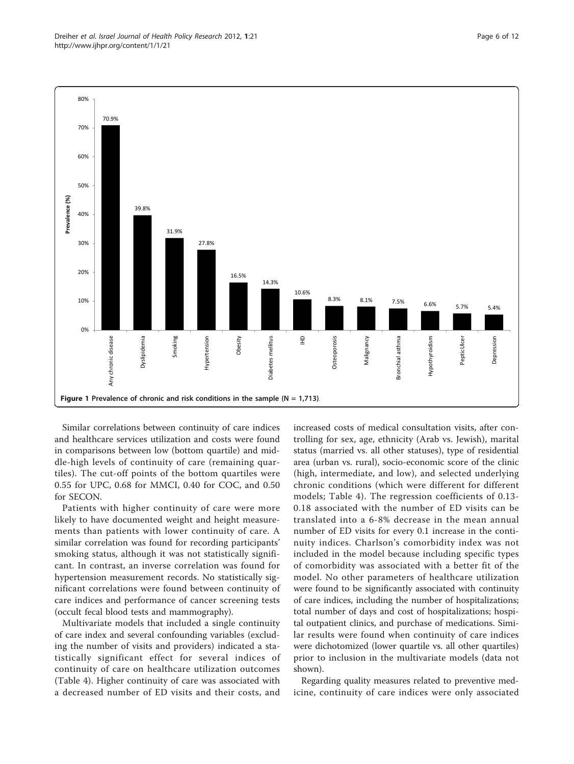**Figure 1 Prevalence of chronic and risk conditions in the sample (N = 1,713).**

Similar correlations between continuity of care indices and healthcare services utilization and costs were found in comparisons between low (bottom quartile) and middle-high levels of continuity of care (remaining quartiles). The cut-off points of the bottom quartiles were 0.55 for UPC, 0.68 for MMCI, 0.40 for COC, and 0.50 for SECON.

Patients with higher continuity of care were more likely to have documented weight and height measurements than patients with lower continuity of care. A similar correlation was found for recording participants' smoking status, although it was not statistically significant. In contrast, an inverse correlation was found for hypertension measurement records. No statistically significant correlations were found between continuity of care indices and performance of cancer screening tests (occult fecal blood tests and mammography).

Multivariate models that included a single continuity of care index and several confounding variables (excluding the number of visits and providers) indicated a statistically significant effect for several indices of continuity of care on healthcare utilization outcomes (Table 4). Higher continuity of care was associated with a decreased number of ED visits and their costs, and increased costs of medical consultation visits, after controlling for sex, age, ethnicity (Arab vs. Jewish), marital status (married vs. all other statuses), type of residential area (urban vs. rural), socio-economic score of the clinic (high, intermediate, and low), and selected underlying chronic conditions (which were different for different models; Table 4). The regression coefficients of 0.13-0.18 associated with the number of ED visits can be translated into a 6-8% decrease in the mean annual number of ED visits for every 0.1 increase in the continuity indices. Charlson's comorbidity index was not included in the model because including specific types of comorbidity was associated with a better fit of the model. No other parameters of healthcare utilization were found to be significantly associated with continuity of care indices, including the number of hospitalizations; total number of days and cost of hospitalizations; hospital outpatient clinics, and purchase of medications. Similar results were found when continuity of care indices were dichotomized (lower quartile vs. all other quartiles) prior to inclusion in the multivariate models (data not shown).

Regarding quality measures related to preventive medicine, continuity of care indices were only associated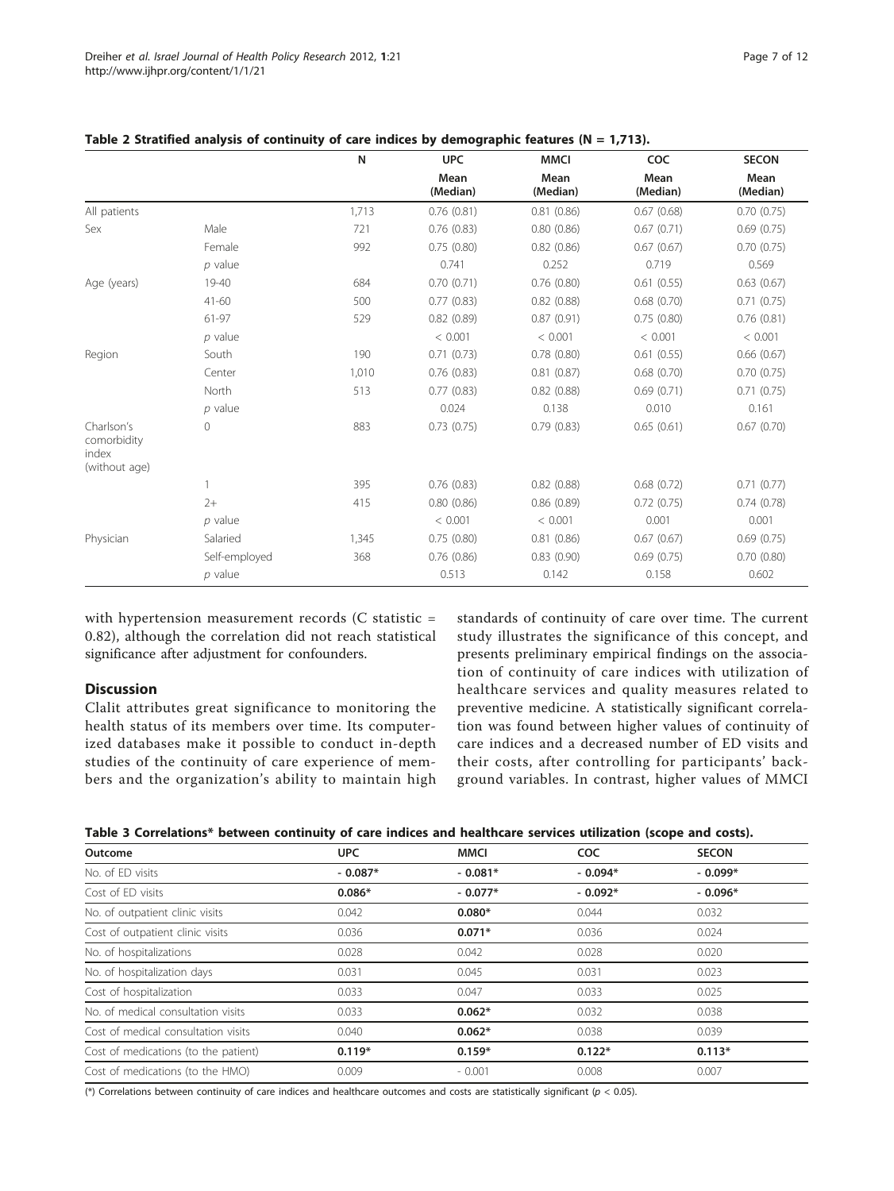**Table 2 Stratified analysis of continuity of care indices by demographic features (N = 1,713).**

| | | N | UPC | MMCI | COC | SECON |
|---|---|---|---|---|---|---|
| | | | Mean (Median) | Mean (Median) | Mean (Median) | Mean (Median) |
| All patients | | 1,713 | 0.76 (0.81) | 0.81 (0.86) | 0.67 (0.68) | 0.70 (0.75) |
| Sex | Male | 721 | 0.76 (0.83) | 0.80 (0.86) | 0.67 (0.71) | 0.69 (0.75) |
| | Female | 992 | 0.75 (0.80) | 0.82 (0.86) | 0.67 (0.67) | 0.70 (0.75) |
| | *p* value | | 0.741 | 0.252 | 0.719 | 0.569 |
| Age (years) | 19-40 | 684 | 0.70 (0.71) | 0.76 (0.80) | 0.61 (0.55) | 0.63 (0.67) |
| | 41-60 | 500 | 0.77 (0.83) | 0.82 (0.88) | 0.68 (0.70) | 0.71 (0.75) |
| | 61-97 | 529 | 0.82 (0.89) | 0.87 (0.91) | 0.75 (0.80) | 0.76 (0.81) |
| | *p* value | | < 0.001 | < 0.001 | < 0.001 | < 0.001 |
| Region | South | 190 | 0.71 (0.73) | 0.78 (0.80) | 0.61 (0.55) | 0.66 (0.67) |
| | Center | 1,010 | 0.76 (0.83) | 0.81 (0.87) | 0.68 (0.70) | 0.70 (0.75) |
| | North | 513 | 0.77 (0.83) | 0.82 (0.88) | 0.69 (0.71) | 0.71 (0.75) |
| | *p* value | | 0.024 | 0.138 | 0.010 | 0.161 |
| Charlson's comorbidity index (without age) | 0 | 883 | 0.73 (0.75) | 0.79 (0.83) | 0.65 (0.61) | 0.67 (0.70) |
| | 1 | 395 | 0.76 (0.83) | 0.82 (0.88) | 0.68 (0.72) | 0.71 (0.77) |
| | 2+ | 415 | 0.80 (0.86) | 0.86 (0.89) | 0.72 (0.75) | 0.74 (0.78) |
| | *p* value | | < 0.001 | < 0.001 | 0.001 | 0.001 |
| Physician | Salaried | 1,345 | 0.75 (0.80) | 0.81 (0.86) | 0.67 (0.67) | 0.69 (0.75) |
| | Self-employed | 368 | 0.76 (0.86) | 0.83 (0.90) | 0.69 (0.75) | 0.70 (0.80) |
| | *p* value | | 0.513 | 0.142 | 0.158 | 0.602 |

with hypertension measurement records (C statistic = 0.82), although the correlation did not reach statistical significance after adjustment for confounders.

## Discussion

Clalit attributes great significance to monitoring the health status of its members over time. Its computerized databases make it possible to conduct in-depth studies of the continuity of care experience of members and the organization's ability to maintain high standards of continuity of care over time. The current study illustrates the significance of this concept, and presents preliminary empirical findings on the association of continuity of care indices with utilization of healthcare services and quality measures related to preventive medicine. A statistically significant correlation was found between higher values of continuity of care indices and a decreased number of ED visits and their costs, after controlling for participants' background variables. In contrast, higher values of MMCI

**Table 3 Correlations* between continuity of care indices and healthcare services utilization (scope and costs).**

| Outcome | UPC | MMCI | COC | SECON |
|---|---|---|---|---|
| No. of ED visits | **- 0.087*** | **- 0.081*** | **- 0.094*** | **- 0.099*** |
| Cost of ED visits | **0.086*** | **- 0.077*** | **- 0.092*** | **- 0.096*** |
| No. of outpatient clinic visits | 0.042 | **0.080*** | 0.044 | 0.032 |
| Cost of outpatient clinic visits | 0.036 | **0.071*** | 0.036 | 0.024 |
| No. of hospitalizations | 0.028 | 0.042 | 0.028 | 0.020 |
| No. of hospitalization days | 0.031 | 0.045 | 0.031 | 0.023 |
| Cost of hospitalization | 0.033 | 0.047 | 0.033 | 0.025 |
| No. of medical consultation visits | 0.033 | **0.062*** | 0.032 | 0.038 |
| Cost of medical consultation visits | 0.040 | **0.062*** | 0.038 | 0.039 |
| Cost of medications (to the patient) | **0.119*** | **0.159*** | **0.122*** | **0.113*** |
| Cost of medications (to the HMO) | 0.009 | - 0.001 | 0.008 | 0.007 |

(*) Correlations between continuity of care indices and healthcare outcomes and costs are statistically significant ($p < 0.05$).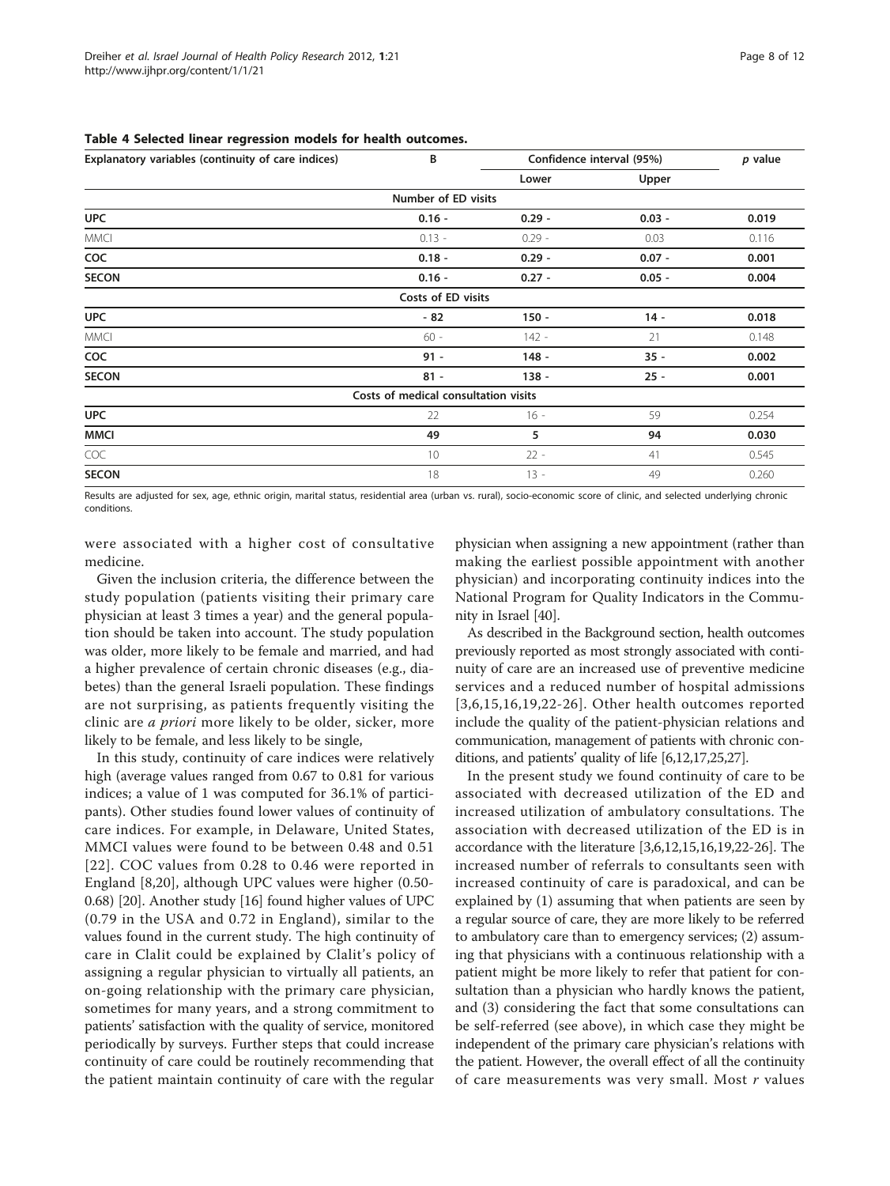**Table 4 Selected linear regression models for health outcomes.**

| Explanatory variables (continuity of care indices) | B | Confidence interval (95%) | | *p* value |
|---|---|---|---|---|
| | | Lower | Upper | |
| | **Number of ED visits** | | | |
| **UPC** | **0.16 -** | **0.29 -** | **0.03 -** | **0.019** |
| MMCI | 0.13 - | 0.29 - | 0.03 | 0.116 |
| **COC** | **0.18 -** | **0.29 -** | **0.07 -** | **0.001** |
| **SECON** | **0.16 -** | **0.27 -** | **0.05 -** | **0.004** |
| | **Costs of ED visits** | | | |
| **UPC** | **- 82** | **150 -** | **14 -** | **0.018** |
| MMCI | 60 - | 142 - | 21 | 0.148 |
| **COC** | **91 -** | **148 -** | **35 -** | **0.002** |
| **SECON** | **81 -** | **138 -** | **25 -** | **0.001** |
| | **Costs of medical consultation visits** | | | |
| **UPC** | 22 | 16 - | 59 | 0.254 |
| **MMCI** | **49** | **5** | **94** | **0.030** |
| COC | 10 | 22 - | 41 | 0.545 |
| **SECON** | 18 | 13 - | 49 | 0.260 |

Results are adjusted for sex, age, ethnic origin, marital status, residential area (urban vs. rural), socio-economic score of clinic, and selected underlying chronic conditions.

were associated with a higher cost of consultative medicine.

Given the inclusion criteria, the difference between the study population (patients visiting their primary care physician at least 3 times a year) and the general population should be taken into account. The study population was older, more likely to be female and married, and had a higher prevalence of certain chronic diseases (e.g., diabetes) than the general Israeli population. These findings are not surprising, as patients frequently visiting the clinic are *a priori* more likely to be older, sicker, more likely to be female, and less likely to be single,

In this study, continuity of care indices were relatively high (average values ranged from 0.67 to 0.81 for various indices; a value of 1 was computed for 36.1% of participants). Other studies found lower values of continuity of care indices. For example, in Delaware, United States, MMCI values were found to be between 0.48 and 0.51 [22]. COC values from 0.28 to 0.46 were reported in England [8,20], although UPC values were higher (0.50-0.68) [20]. Another study [16] found higher values of UPC (0.79 in the USA and 0.72 in England), similar to the values found in the current study. The high continuity of care in Clalit could be explained by Clalit's policy of assigning a regular physician to virtually all patients, an on-going relationship with the primary care physician, sometimes for many years, and a strong commitment to patients' satisfaction with the quality of service, monitored periodically by surveys. Further steps that could increase continuity of care could be routinely recommending that the patient maintain continuity of care with the regular physician when assigning a new appointment (rather than making the earliest possible appointment with another physician) and incorporating continuity indices into the National Program for Quality Indicators in the Community in Israel [40].

As described in the Background section, health outcomes previously reported as most strongly associated with continuity of care are an increased use of preventive medicine services and a reduced number of hospital admissions [3,6,15,16,19,22-26]. Other health outcomes reported include the quality of the patient-physician relations and communication, management of patients with chronic conditions, and patients' quality of life [6,12,17,25,27].

In the present study we found continuity of care to be associated with decreased utilization of the ED and increased utilization of ambulatory consultations. The association with decreased utilization of the ED is in accordance with the literature [3,6,12,15,16,19,22-26]. The increased number of referrals to consultants seen with increased continuity of care is paradoxical, and can be explained by (1) assuming that when patients are seen by a regular source of care, they are more likely to be referred to ambulatory care than to emergency services; (2) assuming that physicians with a continuous relationship with a patient might be more likely to refer that patient for consultation than a physician who hardly knows the patient, and (3) considering the fact that some consultations can be self-referred (see above), in which case they might be independent of the primary care physician's relations with the patient. However, the overall effect of all the continuity of care measurements was very small. Most $r$ values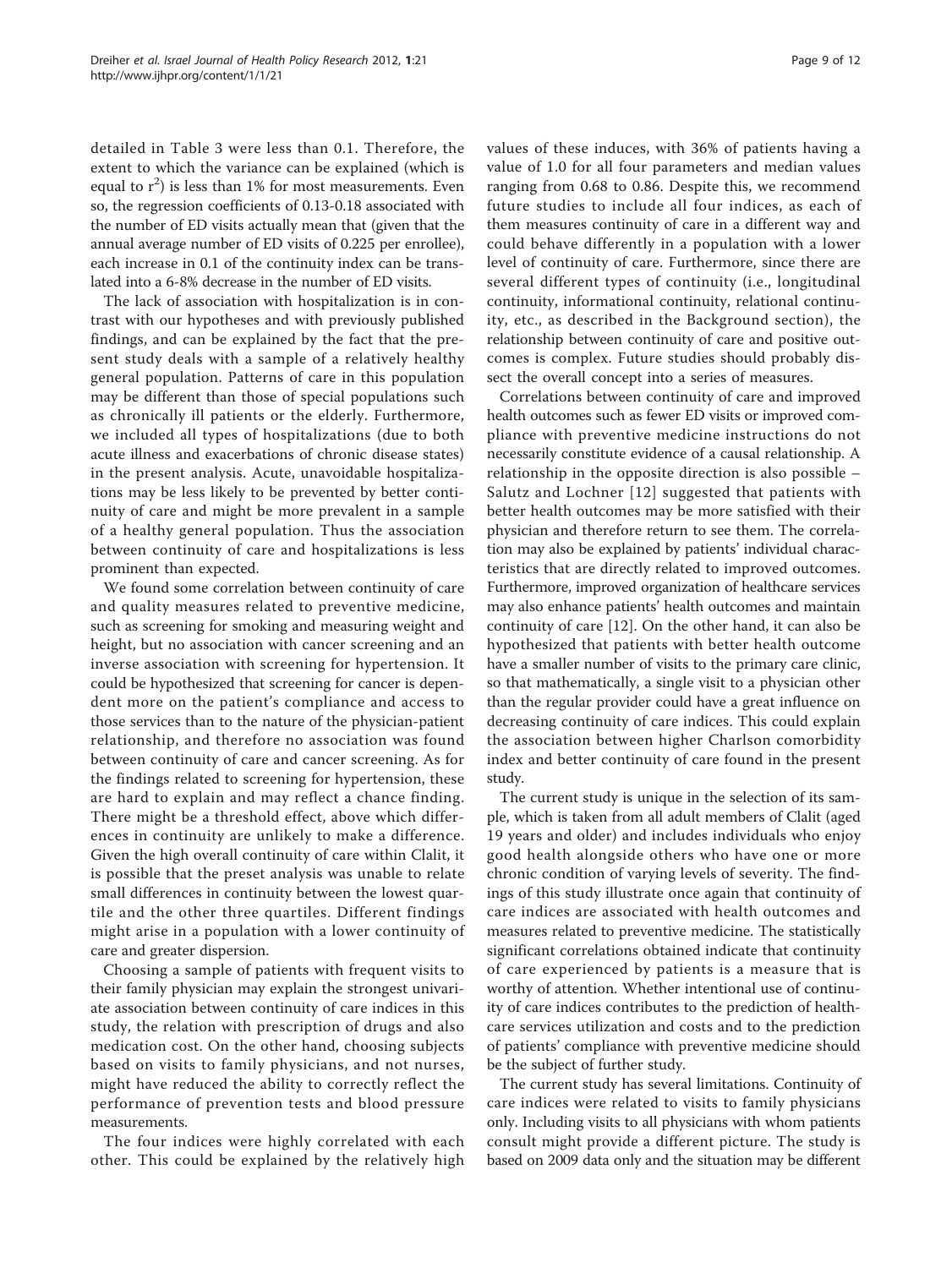detailed in Table 3 were less than 0.1. Therefore, the extent to which the variance can be explained (which is equal to $r^2$) is less than 1% for most measurements. Even so, the regression coefficients of 0.13-0.18 associated with the number of ED visits actually mean that (given that the annual average number of ED visits of 0.225 per enrollee), each increase in 0.1 of the continuity index can be translated into a 6-8% decrease in the number of ED visits.

The lack of association with hospitalization is in contrast with our hypotheses and with previously published findings, and can be explained by the fact that the present study deals with a sample of a relatively healthy general population. Patterns of care in this population may be different than those of special populations such as chronically ill patients or the elderly. Furthermore, we included all types of hospitalizations (due to both acute illness and exacerbations of chronic disease states) in the present analysis. Acute, unavoidable hospitalizations may be less likely to be prevented by better continuity of care and might be more prevalent in a sample of a healthy general population. Thus the association between continuity of care and hospitalizations is less prominent than expected.

We found some correlation between continuity of care and quality measures related to preventive medicine, such as screening for smoking and measuring weight and height, but no association with cancer screening and an inverse association with screening for hypertension. It could be hypothesized that screening for cancer is dependent more on the patient's compliance and access to those services than to the nature of the physician-patient relationship, and therefore no association was found between continuity of care and cancer screening. As for the findings related to screening for hypertension, these are hard to explain and may reflect a chance finding. There might be a threshold effect, above which differences in continuity are unlikely to make a difference. Given the high overall continuity of care within Clalit, it is possible that the preset analysis was unable to relate small differences in continuity between the lowest quartile and the other three quartiles. Different findings might arise in a population with a lower continuity of care and greater dispersion.

Choosing a sample of patients with frequent visits to their family physician may explain the strongest univariate association between continuity of care indices in this study, the relation with prescription of drugs and also medication cost. On the other hand, choosing subjects based on visits to family physicians, and not nurses, might have reduced the ability to correctly reflect the performance of prevention tests and blood pressure measurements.

The four indices were highly correlated with each other. This could be explained by the relatively high values of these induces, with 36% of patients having a value of 1.0 for all four parameters and median values ranging from 0.68 to 0.86. Despite this, we recommend future studies to include all four indices, as each of them measures continuity of care in a different way and could behave differently in a population with a lower level of continuity of care. Furthermore, since there are several different types of continuity (i.e., longitudinal continuity, informational continuity, relational continuity, etc., as described in the Background section), the relationship between continuity of care and positive outcomes is complex. Future studies should probably dissect the overall concept into a series of measures.

Correlations between continuity of care and improved health outcomes such as fewer ED visits or improved compliance with preventive medicine instructions do not necessarily constitute evidence of a causal relationship. A relationship in the opposite direction is also possible – Salutz and Lochner [12] suggested that patients with better health outcomes may be more satisfied with their physician and therefore return to see them. The correlation may also be explained by patients' individual characteristics that are directly related to improved outcomes. Furthermore, improved organization of healthcare services may also enhance patients' health outcomes and maintain continuity of care [12]. On the other hand, it can also be hypothesized that patients with better health outcome have a smaller number of visits to the primary care clinic, so that mathematically, a single visit to a physician other than the regular provider could have a great influence on decreasing continuity of care indices. This could explain the association between higher Charlson comorbidity index and better continuity of care found in the present study.

The current study is unique in the selection of its sample, which is taken from all adult members of Clalit (aged 19 years and older) and includes individuals who enjoy good health alongside others who have one or more chronic condition of varying levels of severity. The findings of this study illustrate once again that continuity of care indices are associated with health outcomes and measures related to preventive medicine. The statistically significant correlations obtained indicate that continuity of care experienced by patients is a measure that is worthy of attention. Whether intentional use of continuity of care indices contributes to the prediction of healthcare services utilization and costs and to the prediction of patients' compliance with preventive medicine should be the subject of further study.

The current study has several limitations. Continuity of care indices were related to visits to family physicians only. Including visits to all physicians with whom patients consult might provide a different picture. The study is based on 2009 data only and the situation may be different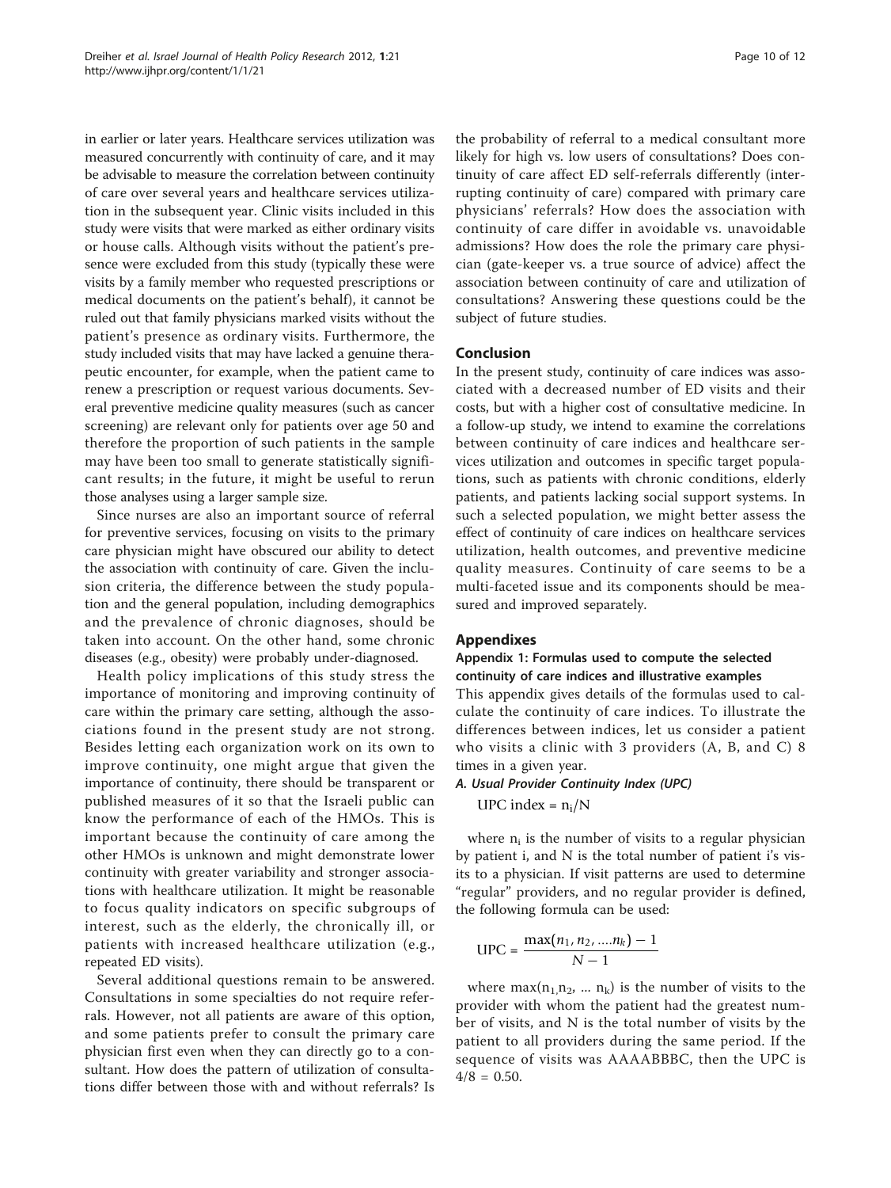in earlier or later years. Healthcare services utilization was measured concurrently with continuity of care, and it may be advisable to measure the correlation between continuity of care over several years and healthcare services utilization in the subsequent year. Clinic visits included in this study were visits that were marked as either ordinary visits or house calls. Although visits without the patient's presence were excluded from this study (typically these were visits by a family member who requested prescriptions or medical documents on the patient's behalf), it cannot be ruled out that family physicians marked visits without the patient's presence as ordinary visits. Furthermore, the study included visits that may have lacked a genuine therapeutic encounter, for example, when the patient came to renew a prescription or request various documents. Several preventive medicine quality measures (such as cancer screening) are relevant only for patients over age 50 and therefore the proportion of such patients in the sample may have been too small to generate statistically significant results; in the future, it might be useful to rerun those analyses using a larger sample size.

Since nurses are also an important source of referral for preventive services, focusing on visits to the primary care physician might have obscured our ability to detect the association with continuity of care. Given the inclusion criteria, the difference between the study population and the general population, including demographics and the prevalence of chronic diagnoses, should be taken into account. On the other hand, some chronic diseases (e.g., obesity) were probably under-diagnosed.

Health policy implications of this study stress the importance of monitoring and improving continuity of care within the primary care setting, although the associations found in the present study are not strong. Besides letting each organization work on its own to improve continuity, one might argue that given the importance of continuity, there should be transparent or published measures of it so that the Israeli public can know the performance of each of the HMOs. This is important because the continuity of care among the other HMOs is unknown and might demonstrate lower continuity with greater variability and stronger associations with healthcare utilization. It might be reasonable to focus quality indicators on specific subgroups of interest, such as the elderly, the chronically ill, or patients with increased healthcare utilization (e.g., repeated ED visits).

Several additional questions remain to be answered. Consultations in some specialties do not require referrals. However, not all patients are aware of this option, and some patients prefer to consult the primary care physician first even when they can directly go to a consultant. How does the pattern of utilization of consultations differ between those with and without referrals? Is the probability of referral to a medical consultant more likely for high vs. low users of consultations? Does continuity of care affect ED self-referrals differently (interrupting continuity of care) compared with primary care physicians' referrals? How does the association with continuity of care differ in avoidable vs. unavoidable admissions? How does the role the primary care physician (gate-keeper vs. a true source of advice) affect the association between continuity of care and utilization of consultations? Answering these questions could be the subject of future studies.

## Conclusion

In the present study, continuity of care indices was associated with a decreased number of ED visits and their costs, but with a higher cost of consultative medicine. In a follow-up study, we intend to examine the correlations between continuity of care indices and healthcare services utilization and outcomes in specific target populations, such as patients with chronic conditions, elderly patients, and patients lacking social support systems. In such a selected population, we might better assess the effect of continuity of care indices on healthcare services utilization, health outcomes, and preventive medicine quality measures. Continuity of care seems to be a multi-faceted issue and its components should be measured and improved separately.

## Appendixes

### Appendix 1: Formulas used to compute the selected continuity of care indices and illustrative examples

This appendix gives details of the formulas used to calculate the continuity of care indices. To illustrate the differences between indices, let us consider a patient who visits a clinic with 3 providers (A, B, and C) 8 times in a given year.

#### *A. Usual Provider Continuity Index (UPC)*

$$\text{UPC index} = n_i/N$$

where $n_i$ is the number of visits to a regular physician by patient i, and N is the total number of patient i's visits to a physician. If visit patterns are used to determine "regular" providers, and no regular provider is defined, the following formula can be used:

$$\text{UPC} = \frac{\max(n_1, n_2, \ldots n_k) - 1}{N - 1}$$

where $\max(n_1, n_2, \ldots n_k)$ is the number of visits to the provider with whom the patient had the greatest number of visits, and N is the total number of visits by the patient to all providers during the same period. If the sequence of visits was AAAABBBC, then the UPC is $4/8 = 0.50$.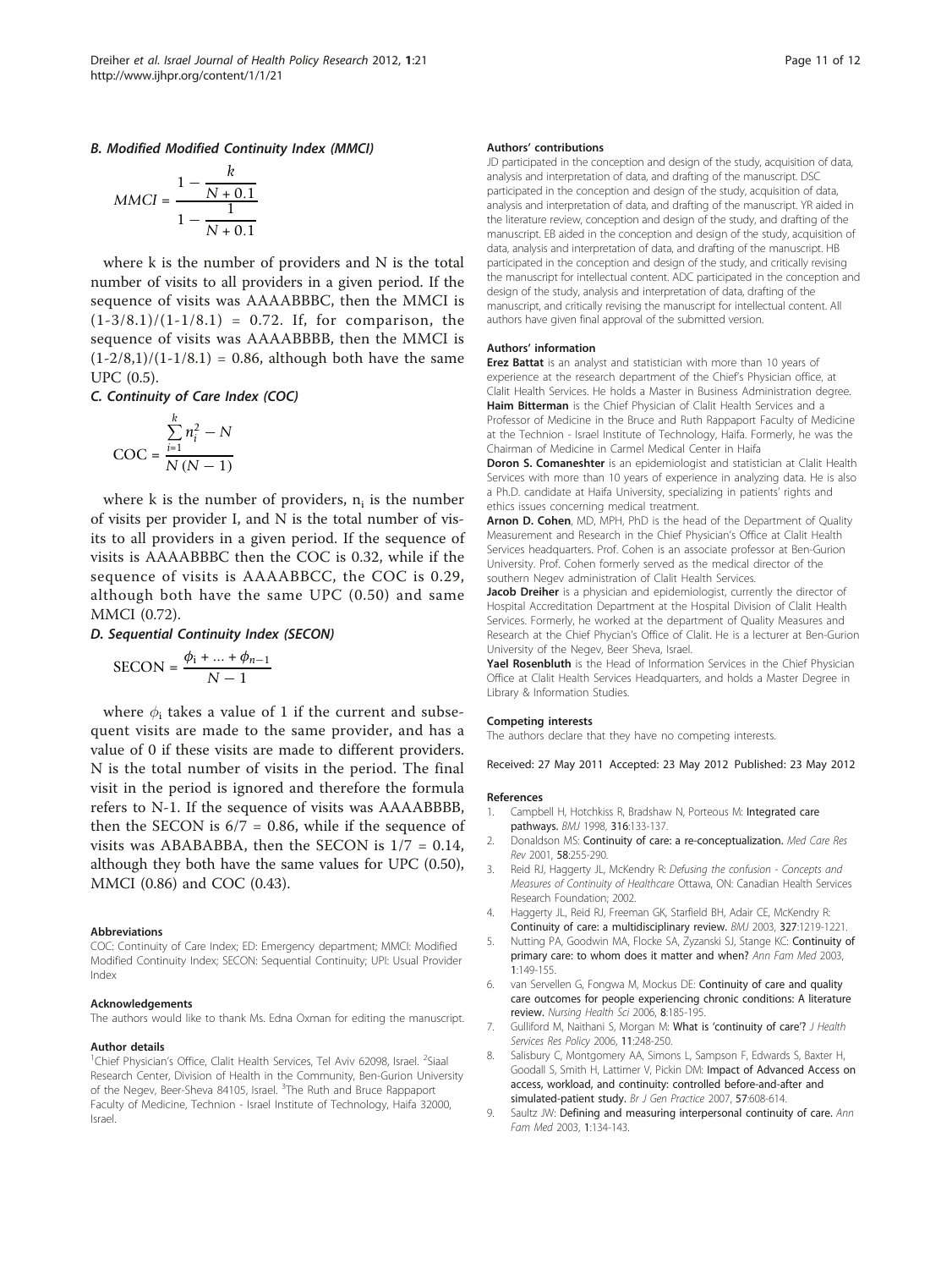#### B. Modified Modified Continuity Index (MMCI)

$$MMCI = \frac{1 - \dfrac{k}{N + 0.1}}{1 - \dfrac{1}{N + 0.1}}$$

where k is the number of providers and N is the total number of visits to all providers in a given period. If the sequence of visits was AAAABBBC, then the MMCI is (1-3/8.1)/(1-1/8.1) = 0.72. If, for comparison, the sequence of visits was AAAABBBB, then the MMCI is (1-2/8,1)/(1-1/8.1) = 0.86, although both have the same UPC (0.5).

#### C. Continuity of Care Index (COC)

$$\text{COC} = \frac{\sum_{i=1}^{k} n_i^2 - N}{N\,(N - 1)}$$

where k is the number of providers, $n_i$ is the number of visits per provider I, and N is the total number of visits to all providers in a given period. If the sequence of visits is AAAABBBC then the COC is 0.32, while if the sequence of visits is AAAABBCC, the COC is 0.29, although both have the same UPC (0.50) and same MMCI (0.72).

#### D. Sequential Continuity Index (SECON)

$$\text{SECON} = \frac{\phi_1 + \ldots + \phi_{n-1}}{N - 1}$$

where $\phi_i$ takes a value of 1 if the current and subsequent visits are made to the same provider, and has a value of 0 if these visits are made to different providers. N is the total number of visits in the period. The final visit in the period is ignored and therefore the formula refers to N-1. If the sequence of visits was AAAABBBB, then the SECON is 6/7 = 0.86, while if the sequence of visits was ABABABBA, then the SECON is 1/7 = 0.14, although they both have the same values for UPC (0.50), MMCI (0.86) and COC (0.43).

#### Abbreviations

COC: Continuity of Care Index; ED: Emergency department; MMCI: Modified Modified Continuity Index; SECON: Sequential Continuity; UPI: Usual Provider Index

#### Acknowledgements

The authors would like to thank Ms. Edna Oxman for editing the manuscript.

#### Author details

[1]Chief Physician's Office, Clalit Health Services, Tel Aviv 62098, Israel. [2]Siaal Research Center, Division of Health in the Community, Ben-Gurion University of the Negev, Beer-Sheva 84105, Israel. [3]The Ruth and Bruce Rappaport Faculty of Medicine, Technion - Israel Institute of Technology, Haifa 32000, Israel.

#### Authors' contributions

JD participated in the conception and design of the study, acquisition of data, analysis and interpretation of data, and drafting of the manuscript. DSC participated in the conception and design of the study, acquisition of data, analysis and interpretation of data, and drafting of the manuscript. YR aided in the literature review, conception and design of the study, and drafting of the manuscript. EB aided in the conception and design of the study, acquisition of data, analysis and interpretation of data, and drafting of the manuscript. HB participated in the conception and design of the study, and critically revising the manuscript for intellectual content. ADC participated in the conception and design of the study, analysis and interpretation of data, drafting of the manuscript, and critically revising the manuscript for intellectual content. All authors have given final approval of the submitted version.

#### Authors' information

**Erez Battat** is an analyst and statistician with more than 10 years of experience at the research department of the Chief's Physician office, at Clalit Health Services. He holds a Master in Business Administration degree.
**Haim Bitterman** is the Chief Physician of Clalit Health Services and a Professor of Medicine in the Bruce and Ruth Rappaport Faculty of Medicine at the Technion - Israel Institute of Technology, Haifa. Formerly, he was the Chairman of Medicine in Carmel Medical Center in Haifa
**Doron S. Comaneshter** is an epidemiologist and statistician at Clalit Health Services with more than 10 years of experience in analyzing data. He is also a Ph.D. candidate at Haifa University, specializing in patients' rights and ethics issues concerning medical treatment.
**Arnon D. Cohen**, MD, MPH, PhD is the head of the Department of Quality Measurement and Research in the Chief Physician's Office at Clalit Health Services headquarters. Prof. Cohen is an associate professor at Ben-Gurion University. Prof. Cohen formerly served as the medical director of the southern Negev administration of Clalit Health Services.
**Jacob Dreiher** is a physician and epidemiologist, currently the director of Hospital Accreditation Department at the Hospital Division of Clalit Health Services. Formerly, he worked at the department of Quality Measures and Research at the Chief Phycian's Office of Clalit. He is a lecturer at Ben-Gurion University of the Negev, Beer Sheva, Israel.
**Yael Rosenbluth** is the Head of Information Services in the Chief Physician Office at Clalit Health Services Headquarters, and holds a Master Degree in Library & Information Studies.

#### Competing interests

The authors declare that they have no competing interests.

Received: 27 May 2011 Accepted: 23 May 2012 Published: 23 May 2012

#### References

1. Campbell H, Hotchkiss R, Bradshaw N, Porteous M: **Integrated care pathways.** *BMJ* 1998, **316**:133-137.
2. Donaldson MS: **Continuity of care: a re-conceptualization.** *Med Care Res Rev* 2001, **58**:255-290.
3. Reid RJ, Haggerty JL, McKendry R: *Defusing the confusion - Concepts and Measures of Continuity of Healthcare* Ottawa, ON: Canadian Health Services Research Foundation; 2002.
4. Haggerty JL, Reid RJ, Freeman GK, Starfield BH, Adair CE, McKendry R: **Continuity of care: a multidisciplinary review.** *BMJ* 2003, **327**:1219-1221.
5. Nutting PA, Goodwin MA, Flocke SA, Zyzanski SJ, Stange KC: **Continuity of primary care: to whom does it matter and when?** *Ann Fam Med* 2003, **1**:149-155.
6. van Servellen G, Fongwa M, Mockus DE: **Continuity of care and quality care outcomes for people experiencing chronic conditions: A literature review.** *Nursing Health Sci* 2006, **8**:185-195.
7. Gulliford M, Naithani S, Morgan M: **What is 'continuity of care'?** *J Health Services Res Policy* 2006, **11**:248-250.
8. Salisbury C, Montgomery AA, Simons L, Sampson F, Edwards S, Baxter H, Goodall S, Smith H, Lattimer V, Pickin DM: **Impact of Advanced Access on access, workload, and continuity: controlled before-and-after and simulated-patient study.** *Br J Gen Practice* 2007, **57**:608-614.
9. Saultz JW: **Defining and measuring interpersonal continuity of care.** *Ann Fam Med* 2003, **1**:134-143.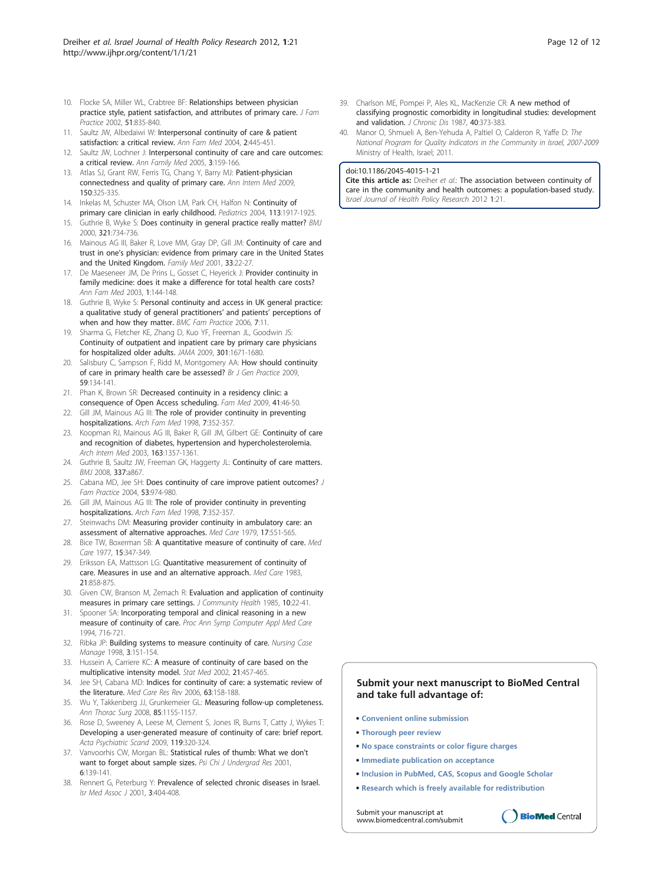10. Flocke SA, Miller WL, Crabtree BF: **Relationships between physician practice style, patient satisfaction, and attributes of primary care.** *J Fam Practice* 2002, **51**:835-840.
11. Saultz JW, Albedaiwi W: **Interpersonal continuity of care & patient satisfaction: a critical review.** *Ann Fam Med* 2004, **2**:445-451.
12. Saultz JW, Lochner J: **Interpersonal continuity of care and care outcomes: a critical review.** *Ann Family Med* 2005, **3**:159-166.
13. Atlas SJ, Grant RW, Ferris TG, Chang Y, Barry MJ: **Patient-physician connectedness and quality of primary care.** *Ann Intern Med* 2009, **150**:325-335.
14. Inkelas M, Schuster MA, Olson LM, Park CH, Halfon N: **Continuity of primary care clinician in early childhood.** *Pediatrics* 2004, **113**:1917-1925.
15. Guthrie B, Wyke S: **Does continuity in general practice really matter?** *BMJ* 2000, **321**:734-736.
16. Mainous AG III, Baker R, Love MM, Gray DP, Gill JM: **Continuity of care and trust in one's physician: evidence from primary care in the United States and the United Kingdom.** *Family Med* 2001, **33**:22-27.
17. De Maeseneer JM, De Prins L, Gosset C, Heyerick J: **Provider continuity in family medicine: does it make a difference for total health care costs?** *Ann Fam Med* 2003, **1**:144-148.
18. Guthrie B, Wyke S: **Personal continuity and access in UK general practice: a qualitative study of general practitioners' and patients' perceptions of when and how they matter.** *BMC Fam Practice* 2006, **7**:11.
19. Sharma G, Fletcher KE, Zhang D, Kuo YF, Freeman JL, Goodwin JS: **Continuity of outpatient and inpatient care by primary care physicians for hospitalized older adults.** *JAMA* 2009, **301**:1671-1680.
20. Salisbury C, Sampson F, Ridd M, Montgomery AA: **How should continuity of care in primary health care be assessed?** *Br J Gen Practice* 2009, **59**:134-141.
21. Phan K, Brown SR: **Decreased continuity in a residency clinic: a consequence of Open Access scheduling.** *Fam Med* 2009, **41**:46-50.
22. Gill JM, Mainous AG III: **The role of provider continuity in preventing hospitalizations.** *Arch Fam Med* 1998, **7**:352-357.
23. Koopman RJ, Mainous AG III, Baker R, Gill JM, Gilbert GE: **Continuity of care and recognition of diabetes, hypertension and hypercholesterolemia.** *Arch Intern Med* 2003, **163**:1357-1361.
24. Guthrie B, Saultz JW, Freeman GK, Haggerty JL: **Continuity of care matters.** *BMJ* 2008, **337**:a867.
25. Cabana MD, Jee SH: **Does continuity of care improve patient outcomes?** *J Fam Practice* 2004, **53**:974-980.
26. Gill JM, Mainous AG III: **The role of provider continuity in preventing hospitalizations.** *Arch Fam Med* 1998, **7**:352-357.
27. Steinwachs DM: **Measuring provider continuity in ambulatory care: an assessment of alternative approaches.** *Med Care* 1979, **17**:551-565.
28. Bice TW, Boxerman SB: **A quantitative measure of continuity of care.** *Med Care* 1977, **15**:347-349.
29. Eriksson EA, Mattsson LG: **Quantitative measurement of continuity of care. Measures in use and an alternative approach.** *Med Care* 1983, **21**:858-875.
30. Given CW, Branson M, Zemach R: **Evaluation and application of continuity measures in primary care settings.** *J Community Health* 1985, **10**:22-41.
31. Spooner SA: **Incorporating temporal and clinical reasoning in a new measure of continuity of care.** *Proc Ann Symp Computer Appl Med Care* 1994, 716-721.
32. Ribka JP: **Building systems to measure continuity of care.** *Nursing Case Manage* 1998, **3**:151-154.
33. Hussein A, Carriere KC: **A measure of continuity of care based on the multiplicative intensity model.** *Stat Med* 2002, **21**:457-465.
34. Jee SH, Cabana MD: **Indices for continuity of care: a systematic review of the literature.** *Med Care Res Rev* 2006, **63**:158-188.
35. Wu Y, Takkenberg JJ, Grunkemeier GL: **Measuring follow-up completeness.** *Ann Thorac Surg* 2008, **85**:1155-1157.
36. Rose D, Sweeney A, Leese M, Clement S, Jones IR, Burns T, Catty J, Wykes T: **Developing a user-generated measure of continuity of care: brief report.** *Acta Psychiatric Scand* 2009, **119**:320-324.
37. Vanvoorhis CW, Morgan BL: **Statistical rules of thumb: What we don't want to forget about sample sizes.** *Psi Chi J Undergrad Res* 2001, **6**:139-141.
38. Rennert G, Peterburg Y: **Prevalence of selected chronic diseases in Israel.** *Isr Med Assoc J* 2001, **3**:404-408.
39. Charlson ME, Pompei P, Ales KL, MacKenzie CR: **A new method of classifying prognostic comorbidity in longitudinal studies: development and validation.** *J Chronic Dis* 1987, **40**:373-383.
40. Manor O, Shmueli A, Ben-Yehuda A, Paltiel O, Calderon R, Yaffe D: *The National Program for Quality Indicators in the Community in Israel, 2007-2009* Ministry of Health, Israel; 2011.

doi:10.1186/2045-4015-1-21

**Cite this article as:** Dreiher *et al.*: The association between continuity of care in the community and health outcomes: a population-based study. *Israel Journal of Health Policy Research* 2012 **1**:21.

**Submit your next manuscript to BioMed Central and take full advantage of:**

- **Convenient online submission**
- **Thorough peer review**
- **No space constraints or color figure charges**
- **Immediate publication on acceptance**
- **Inclusion in PubMed, CAS, Scopus and Google Scholar**
- **Research which is freely available for redistribution**

Submit your manuscript at www.biomedcentral.com/submit

BioMed Central